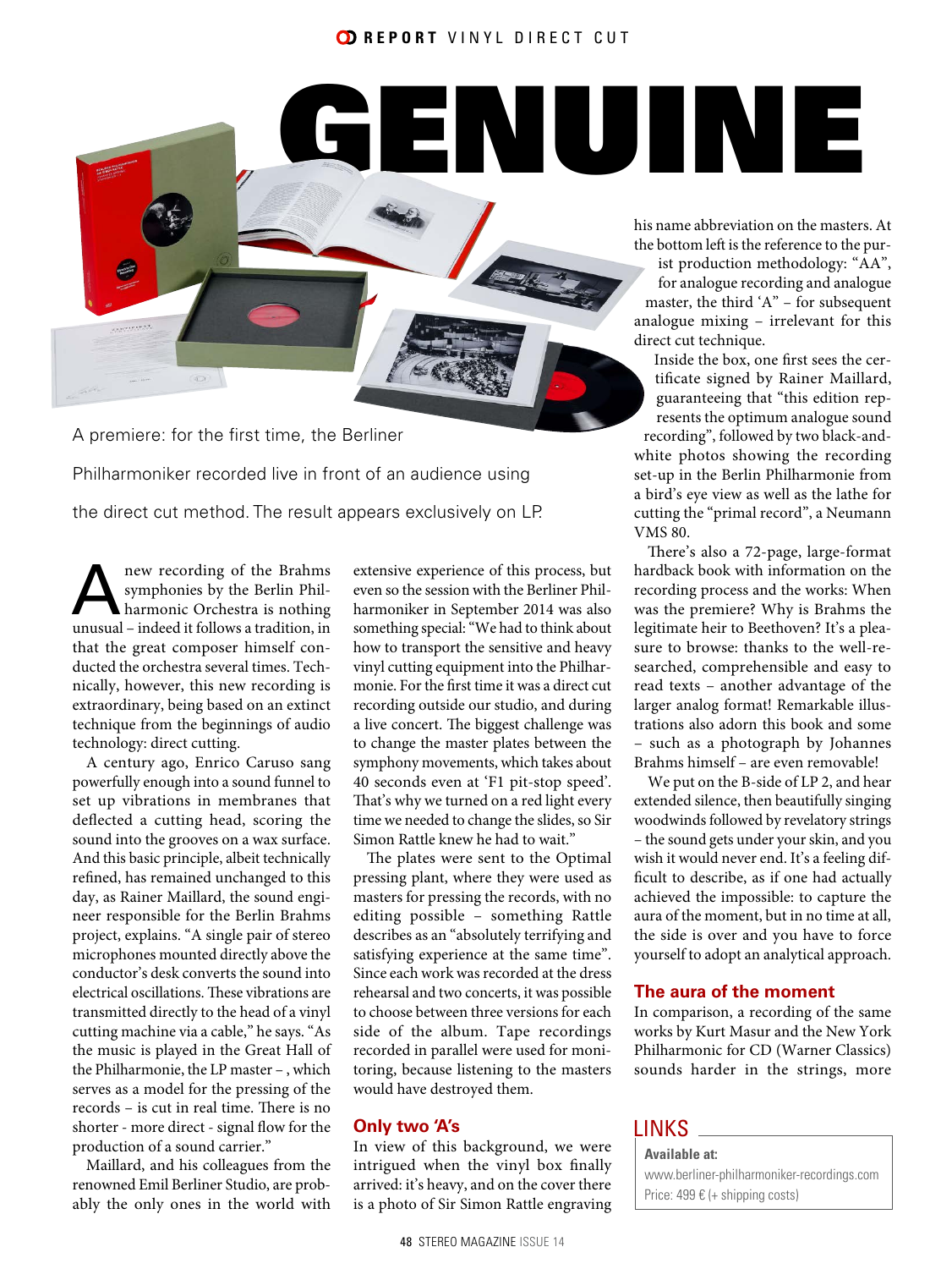# GENUINE

A premiere: for the first time, the Berliner Philharmoniker recorded live in front of an audience using the direct cut method. The result appears exclusively on LP.

A new recording of the Brahms symphonies by the Berlin Philharmonic Orchestra is nothing unusual – indeed it follows a tradition, in that the great composer himself conducted the orchestra several times. Technically, however, this new recording is extraordinary, being based on an extinct technique from the beginnings of audio technology: direct cutting.

A century ago, Enrico Caruso sang powerfully enough into a sound funnel to set up vibrations in membranes that deflected a cutting head, scoring the sound into the grooves on a wax surface. And this basic principle, albeit technically refined, has remained unchanged to this day, as Rainer Maillard, the sound engineer responsible for the Berlin Brahms project, explains. "A single pair of stereo microphones mounted directly above the conductor's desk converts the sound into electrical oscillations. These vibrations are transmitted directly to the head of a vinyl cutting machine via a cable," he says. "As the music is played in the Great Hall of the Philharmonie, the LP master – , which serves as a model for the pressing of the records – is cut in real time. There is no shorter - more direct - signal flow for the production of a sound carrier."

Maillard, and his colleagues from the renowned Emil Berliner Studio, are probably the only ones in the world with extensive experience of this process, but even so the session with the Berliner Philharmoniker in September 2014 was also something special: "We had to think about how to transport the sensitive and heavy vinyl cutting equipment into the Philharmonie. For the first time it was a direct cut recording outside our studio, and during a live concert. The biggest challenge was to change the master plates between the symphony movements, which takes about 40 seconds even at 'F1 pit-stop speed'. That's why we turned on a red light every time we needed to change the slides, so Sir Simon Rattle knew he had to wait."

The plates were sent to the Optimal pressing plant, where they were used as masters for pressing the records, with no editing possible – something Rattle describes as an "absolutely terrifying and satisfying experience at the same time". Since each work was recorded at the dress rehearsal and two concerts, it was possible to choose between three versions for each side of the album. Tape recordings recorded in parallel were used for monitoring, because listening to the masters would have destroyed them.

## Only two 'A's

In view of this background, we were intrigued when the vinyl box finally arrived: it's heavy, and on the cover there is a photo of Sir Simon Rattle engraving his name abbreviation on the masters. At the bottom left is the reference to the purist production methodology: "AA", for analogue recording and analogue master, the third 'A" – for subsequent analogue mixing – irrelevant for this direct cut technique.

Inside the box, one first sees the certificate signed by Rainer Maillard, guaranteeing that "this edition represents the optimum analogue sound recording", followed by two black-and-white photos showing the recording set-up in the Berlin Philharmonie from a bird's eye view as well as the lathe for cutting the "primal record", a Neumann VMS 80.

There's also a 72-page, large-format hardback book with information on the recording process and the works: When was the premiere? Why is Brahms the legitimate heir to Beethoven? It's a pleasure to browse: thanks to the well-researched, comprehensible and easy to read texts – another advantage of the larger analog format! Remarkable illustrations also adorn this book and some – such as a photograph by Johannes Brahms himself – are even removable!

We put on the B-side of LP 2, and hear extended silence, then beautifully singing woodwinds followed by revelatory strings – the sound gets under your skin, and you wish it would never end. It's a feeling difficult to describe, as if one had actually achieved the impossible: to capture the aura of the moment, but in no time at all, the side is over and you have to force yourself to adopt an analytical approach.

## The aura of the moment

In comparison, a recording of the same works by Kurt Masur and the New York Philharmonic for CD (Warner Classics) sounds harder in the strings, more

## LINKS

**Available at:**
www.berliner-philharmoniker-recordings.com
Price: 499 € (+ shipping costs)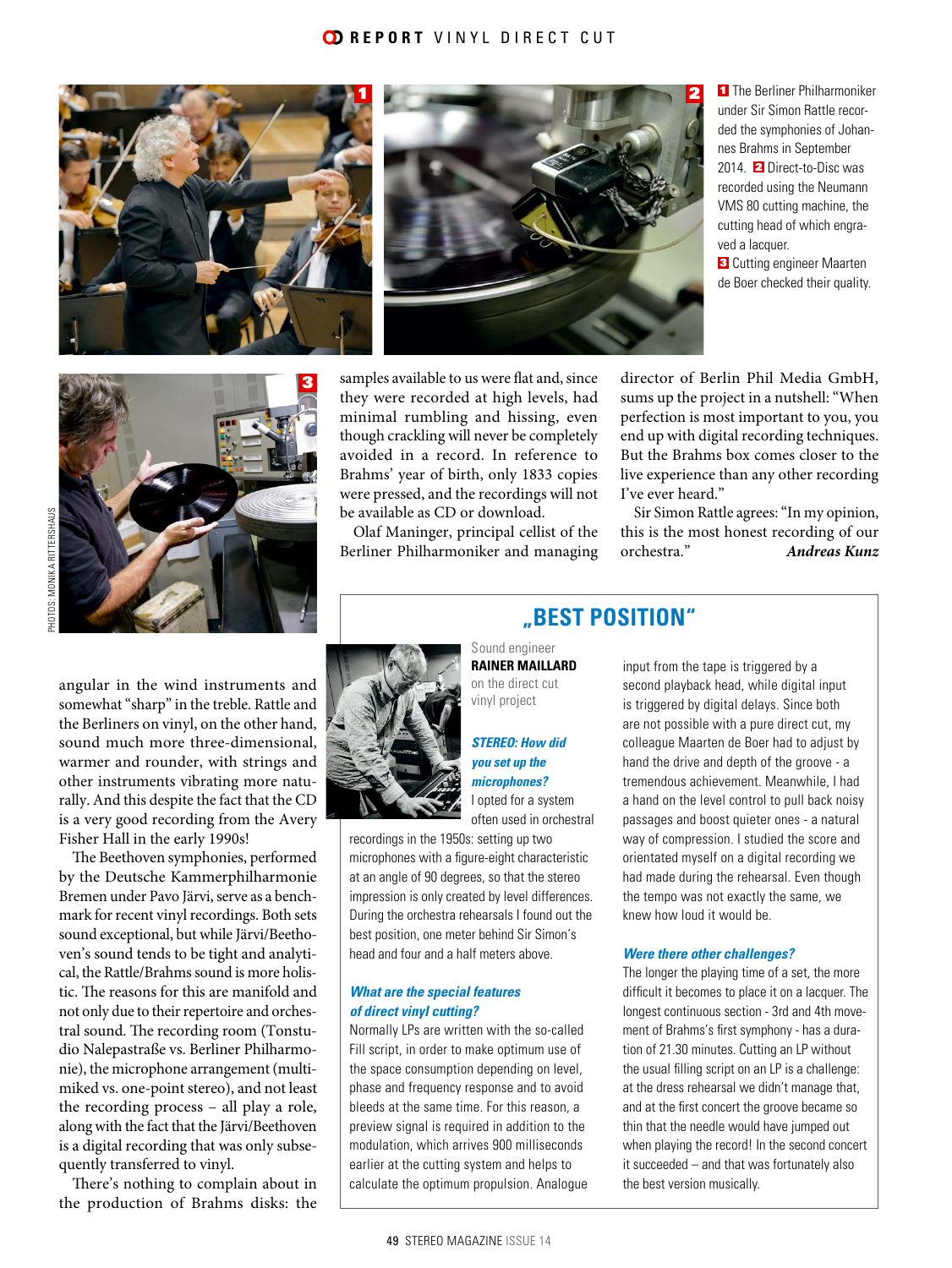**1** The Berliner Philharmoniker under Sir Simon Rattle recorded the symphonies of Johannes Brahms in September 2014. **2** Direct-to-Disc was recorded using the Neumann VMS 80 cutting machine, the cutting head of which engraved a lacquer.
**3** Cutting engineer Maarten de Boer checked their quality.

PHOTOS: MONIKA RITTERSHAUS

angular in the wind instruments and somewhat "sharp" in the treble. Rattle and the Berliners on vinyl, on the other hand, sound much more three-dimensional, warmer and rounder, with strings and other instruments vibrating more naturally. And this despite the fact that the CD is a very good recording from the Avery Fisher Hall in the early 1990s!

The Beethoven symphonies, performed by the Deutsche Kammerphilharmonie Bremen under Pavo Järvi, serve as a benchmark for recent vinyl recordings. Both sets sound exceptional, but while Järvi/Beethoven's sound tends to be tight and analytical, the Rattle/Brahms sound is more holistic. The reasons for this are manifold and not only due to their repertoire and orchestral sound. The recording room (Tonstudio Nalepastraße vs. Berliner Philharmonie), the microphone arrangement (multi-miked vs. one-point stereo), and not least the recording process – all play a role, along with the fact that the Järvi/Beethoven is a digital recording that was only subsequently transferred to vinyl.

There's nothing to complain about in the production of Brahms disks: the samples available to us were flat and, since they were recorded at high levels, had minimal rumbling and hissing, even though crackling will never be completely avoided in a record. In reference to Brahms' year of birth, only 1833 copies were pressed, and the recordings will not be available as CD or download.

Olaf Maninger, principal cellist of the Berliner Philharmoniker and managing director of Berlin Phil Media GmbH, sums up the project in a nutshell: "When perfection is most important to you, you end up with digital recording techniques. But the Brahms box comes closer to the live experience than any other recording I've ever heard."

Sir Simon Rattle agrees: "In my opinion, this is the most honest recording of our orchestra."

***Andreas Kunz***

## „BEST POSITION"

Sound engineer
**RAINER MAILLARD**
on the direct cut vinyl project

***STEREO: How did you set up the microphones?***

I opted for a system often used in orchestral recordings in the 1950s: setting up two microphones with a figure-eight characteristic at an angle of 90 degrees, so that the stereo impression is only created by level differences. During the orchestra rehearsals I found out the best position, one meter behind Sir Simon's head and four and a half meters above.

***What are the special features of direct vinyl cutting?***

Normally LPs are written with the so-called Fill script, in order to make optimum use of the space consumption depending on level, phase and frequency response and to avoid bleeds at the same time. For this reason, a preview signal is required in addition to the modulation, which arrives 900 milliseconds earlier at the cutting system and helps to calculate the optimum propulsion. Analogue input from the tape is triggered by a second playback head, while digital input is triggered by digital delays. Since both are not possible with a pure direct cut, my colleague Maarten de Boer had to adjust by hand the drive and depth of the groove - a tremendous achievement. Meanwhile, I had a hand on the level control to pull back noisy passages and boost quieter ones - a natural way of compression. I studied the score and orientated myself on a digital recording we had made during the rehearsal. Even though the tempo was not exactly the same, we knew how loud it would be.

***Were there other challenges?***

The longer the playing time of a set, the more difficult it becomes to place it on a lacquer. The longest continuous section - 3rd and 4th movement of Brahms's first symphony - has a duration of 21.30 minutes. Cutting an LP without the usual filling script on an LP is a challenge: at the dress rehearsal we didn't manage that, and at the first concert the groove became so thin that the needle would have jumped out when playing the record! In the second concert it succeeded – and that was fortunately also the best version musically.